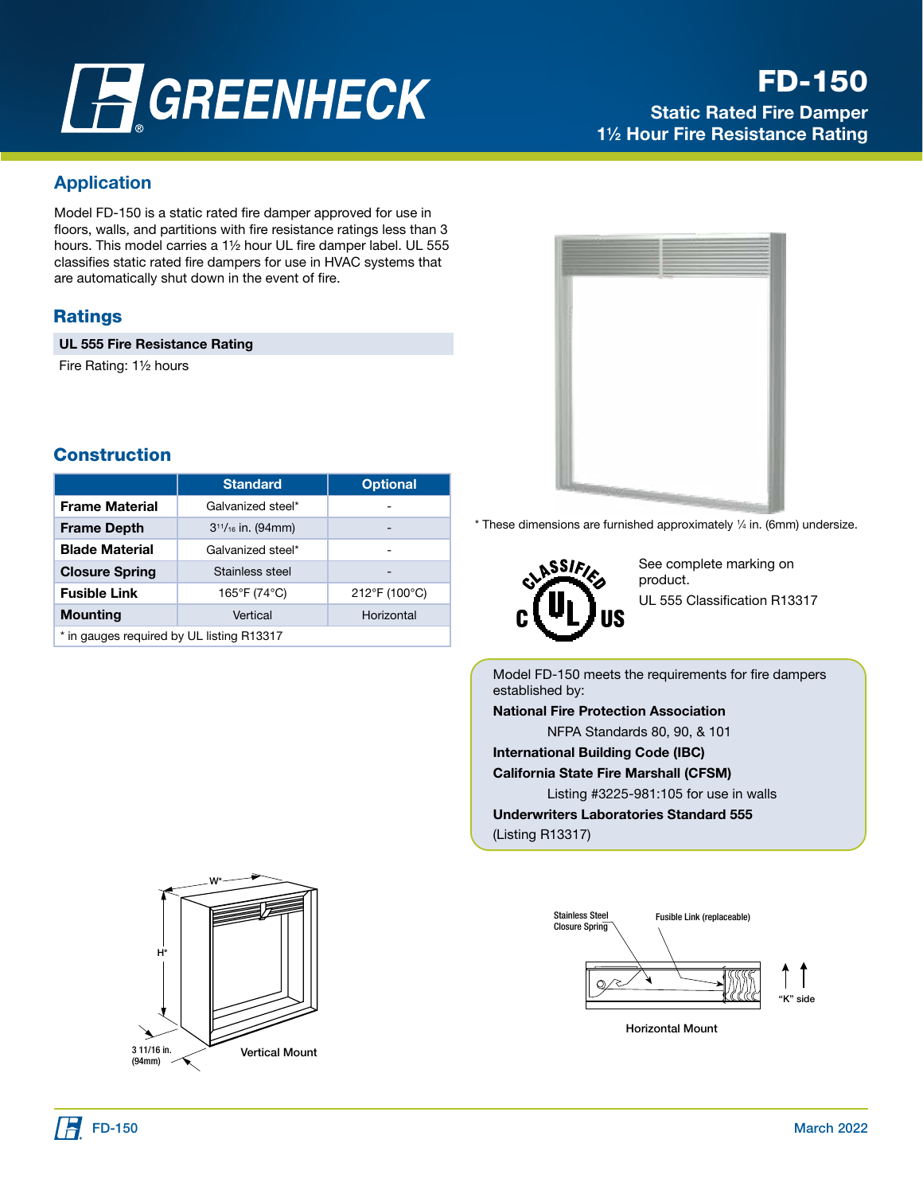# FD-150

**Static Rated Fire Damper**
**1½ Hour Fire Resistance Rating**

## Application

Model FD-150 is a static rated fire damper approved for use in floors, walls, and partitions with fire resistance ratings less than 3 hours. This model carries a 1½ hour UL fire damper label. UL 555 classifies static rated fire dampers for use in HVAC systems that are automatically shut down in the event of fire.

## Ratings

| UL 555 Fire Resistance Rating |
|---|
| Fire Rating: 1½ hours |

## Construction

| | Standard | Optional |
|---|---|---|
| **Frame Material** | Galvanized steel* | - |
| **Frame Depth** | 3¹¹⁄₁₆ in. (94mm) | - |
| **Blade Material** | Galvanized steel* | - |
| **Closure Spring** | Stainless steel | - |
| **Fusible Link** | 165°F (74°C) | 212°F (100°C) |
| **Mounting** | Vertical | Horizontal |

* in gauges required by UL listing R13317

* These dimensions are furnished approximately ¼ in. (6mm) undersize.

See complete marking on product.

UL 555 Classification R13317

Model FD-150 meets the requirements for fire dampers established by:

**National Fire Protection Association**
NFPA Standards 80, 90, & 101

**International Building Code (IBC)**

**California State Fire Marshall (CFSM)**
Listing #3225-981:105 for use in walls

**Underwriters Laboratories Standard 555**
(Listing R13317)

W*
H*
3 11/16 in. (94mm)
Vertical Mount

Stainless Steel Closure Spring
Fusible Link (replaceable)
"K" side
Horizontal Mount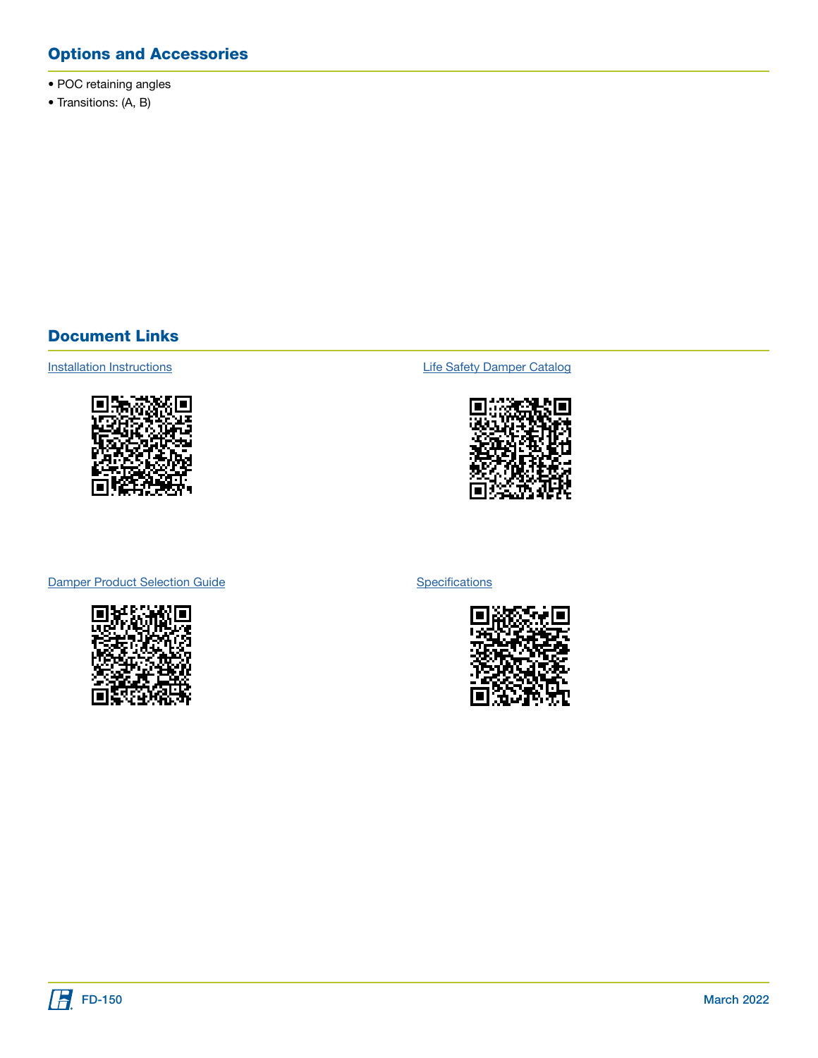## Options and Accessories

- POC retaining angles
- Transitions: (A, B)

## Document Links

Installation Instructions

Life Safety Damper Catalog

Damper Product Selection Guide

Specifications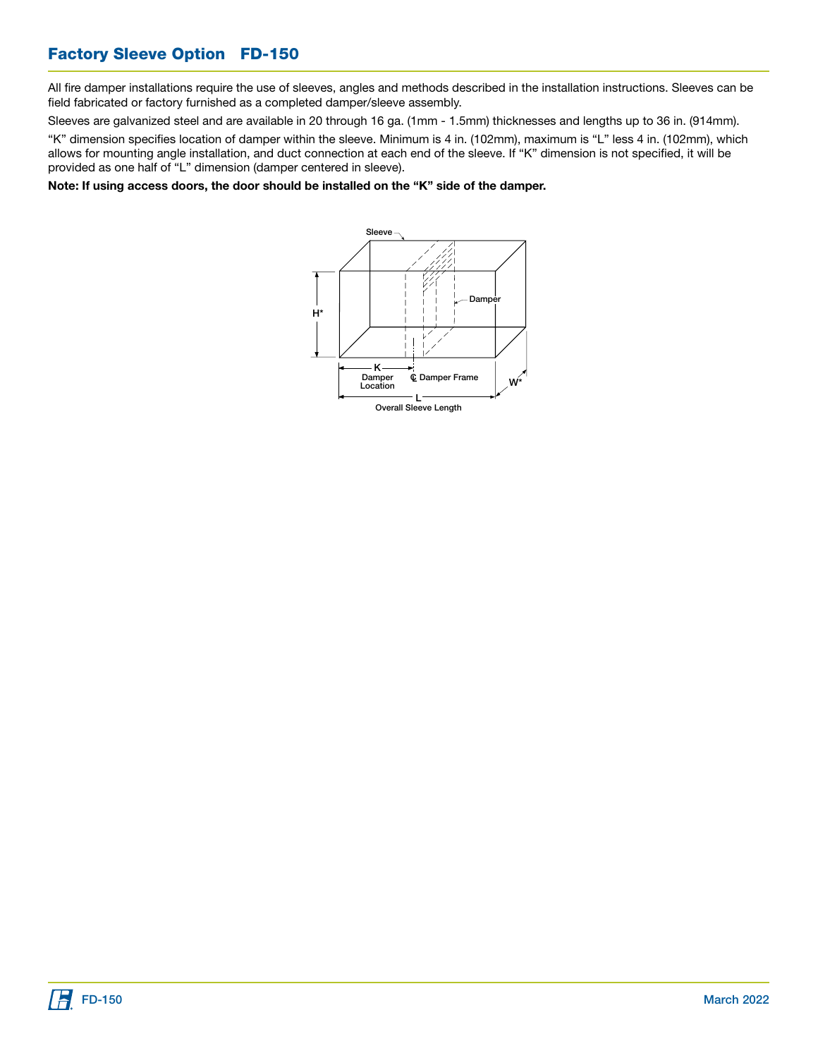## Factory Sleeve Option FD-150

All fire damper installations require the use of sleeves, angles and methods described in the installation instructions. Sleeves can be field fabricated or factory furnished as a completed damper/sleeve assembly.

Sleeves are galvanized steel and are available in 20 through 16 ga. (1mm - 1.5mm) thicknesses and lengths up to 36 in. (914mm).

"K" dimension specifies location of damper within the sleeve. Minimum is 4 in. (102mm), maximum is "L" less 4 in. (102mm), which allows for mounting angle installation, and duct connection at each end of the sleeve. If "K" dimension is not specified, it will be provided as one half of "L" dimension (damper centered in sleeve).

**Note: If using access doors, the door should be installed on the "K" side of the damper.**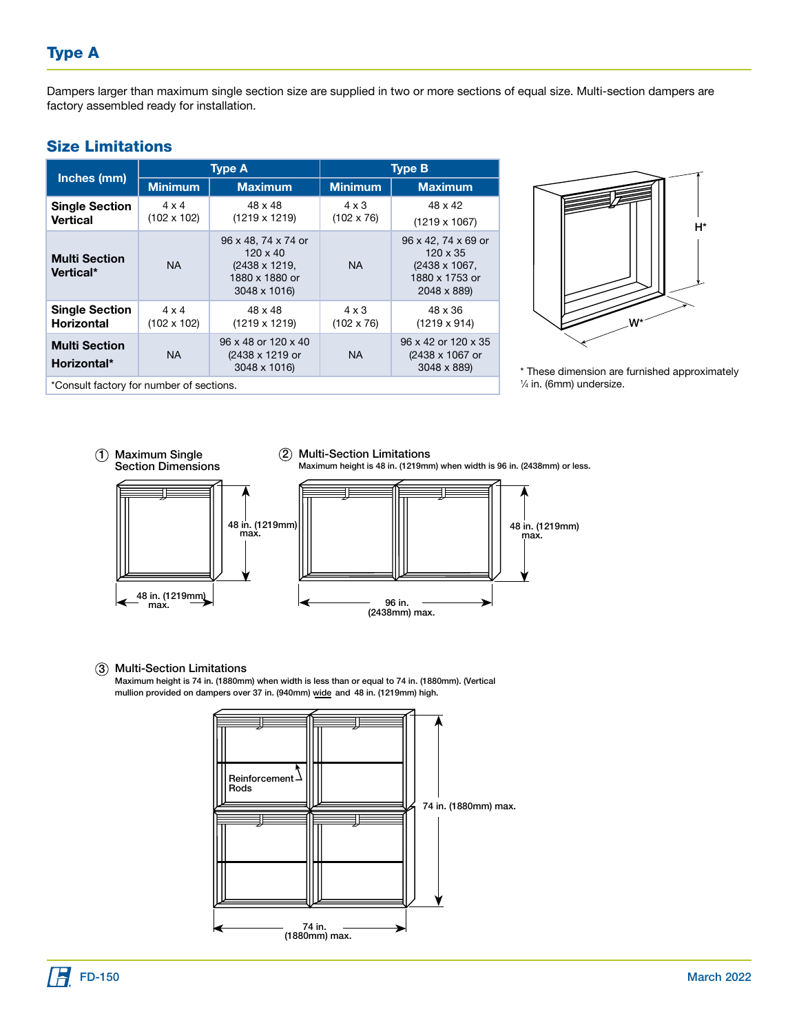## Type A

Dampers larger than maximum single section size are supplied in two or more sections of equal size. Multi-section dampers are factory assembled ready for installation.

### Size Limitations

| Inches (mm) | Type A | | Type B | |
|---|---|---|---|---|
| | Minimum | Maximum | Minimum | Maximum |
| **Single Section Vertical** | 4 x 4 (102 x 102) | 48 x 48 (1219 x 1219) | 4 x 3 (102 x 76) | 48 x 42 (1219 x 1067) |
| **Multi Section Vertical*** | NA | 96 x 48, 74 x 74 or 120 x 40 (2438 x 1219, 1880 x 1880 or 3048 x 1016) | NA | 96 x 42, 74 x 69 or 120 x 35 (2438 x 1067, 1880 x 1753 or 2048 x 889) |
| **Single Section Horizontal** | 4 x 4 (102 x 102) | 48 x 48 (1219 x 1219) | 4 x 3 (102 x 76) | 48 x 36 (1219 x 914) |
| **Multi Section Horizontal*** | NA | 96 x 48 or 120 x 40 (2438 x 1219 or 3048 x 1016) | NA | 96 x 42 or 120 x 35 (2438 x 1067 or 3048 x 889) |

*Consult factory for number of sections.

H*

W*

* These dimension are furnished approximately ¼ in. (6mm) undersize.

① Maximum Single Section Dimensions

48 in. (1219mm) max.

48 in. (1219mm) max.

② Multi-Section Limitations

Maximum height is 48 in. (1219mm) when width is 96 in. (2438mm) or less.

48 in. (1219mm) max.

96 in. (2438mm) max.

③ Multi-Section Limitations

Maximum height is 74 in. (1880mm) when width is less than or equal to 74 in. (1880mm). (Vertical mullion provided on dampers over 37 in. (940mm) wide and 48 in. (1219mm) high.

Reinforcement Rods

74 in. (1880mm) max.

74 in. (1880mm) max.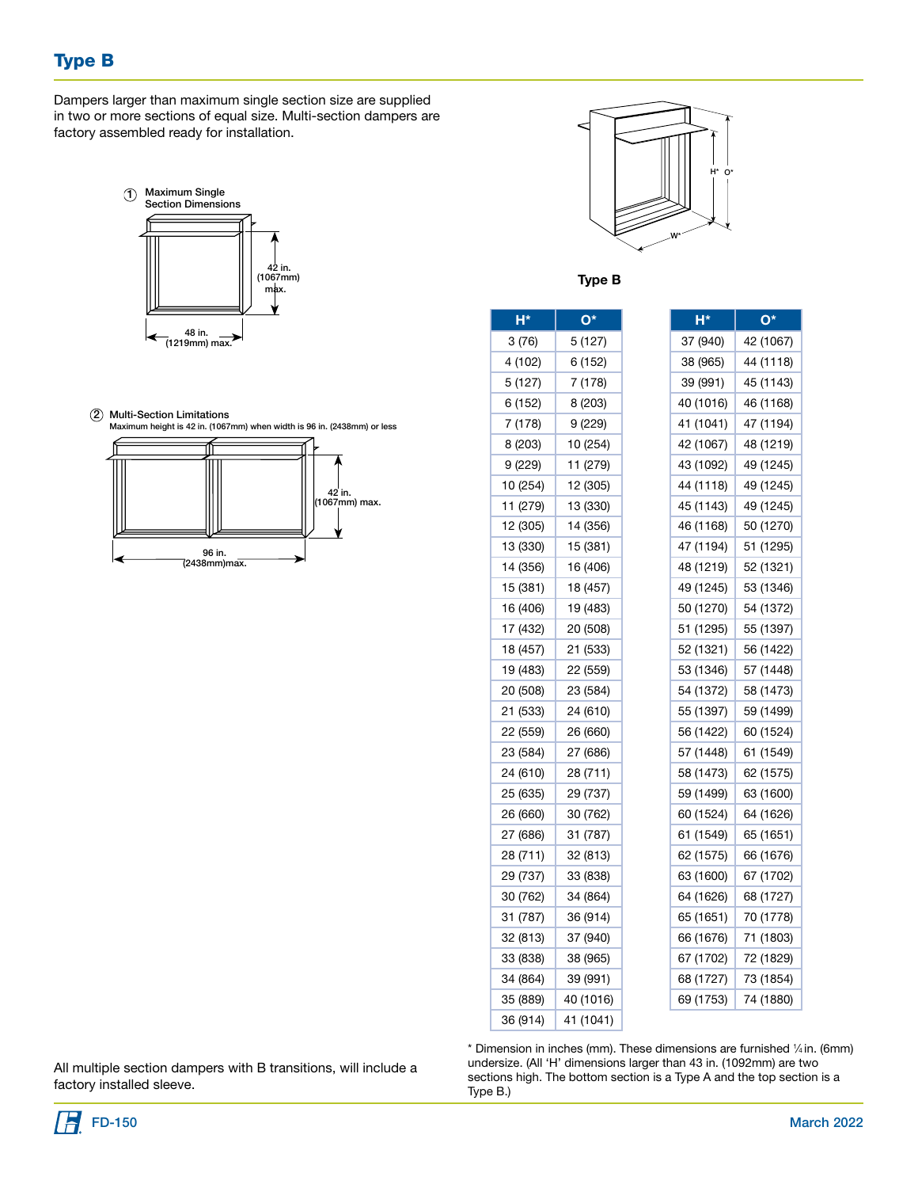## Type B

Dampers larger than maximum single section size are supplied in two or more sections of equal size. Multi-section dampers are factory assembled ready for installation.

① Maximum Single Section Dimensions

42 in. (1067mm) max.

48 in. (1219mm) max.

② Multi-Section Limitations
Maximum height is 42 in. (1067mm) when width is 96 in. (2438mm) or less

42 in. (1067mm) max.

96 in. (2438mm)max.

**Type B**

| H* | O* |
|---|---|
| 3 (76) | 5 (127) |
| 4 (102) | 6 (152) |
| 5 (127) | 7 (178) |
| 6 (152) | 8 (203) |
| 7 (178) | 9 (229) |
| 8 (203) | 10 (254) |
| 9 (229) | 11 (279) |
| 10 (254) | 12 (305) |
| 11 (279) | 13 (330) |
| 12 (305) | 14 (356) |
| 13 (330) | 15 (381) |
| 14 (356) | 16 (406) |
| 15 (381) | 18 (457) |
| 16 (406) | 19 (483) |
| 17 (432) | 20 (508) |
| 18 (457) | 21 (533) |
| 19 (483) | 22 (559) |
| 20 (508) | 23 (584) |
| 21 (533) | 24 (610) |
| 22 (559) | 26 (660) |
| 23 (584) | 27 (686) |
| 24 (610) | 28 (711) |
| 25 (635) | 29 (737) |
| 26 (660) | 30 (762) |
| 27 (686) | 31 (787) |
| 28 (711) | 32 (813) |
| 29 (737) | 33 (838) |
| 30 (762) | 34 (864) |
| 31 (787) | 36 (914) |
| 32 (813) | 37 (940) |
| 33 (838) | 38 (965) |
| 34 (864) | 39 (991) |
| 35 (889) | 40 (1016) |
| 36 (914) | 41 (1041) |

| H* | O* |
|---|---|
| 37 (940) | 42 (1067) |
| 38 (965) | 44 (1118) |
| 39 (991) | 45 (1143) |
| 40 (1016) | 46 (1168) |
| 41 (1041) | 47 (1194) |
| 42 (1067) | 48 (1219) |
| 43 (1092) | 49 (1245) |
| 44 (1118) | 49 (1245) |
| 45 (1143) | 49 (1245) |
| 46 (1168) | 50 (1270) |
| 47 (1194) | 51 (1295) |
| 48 (1219) | 52 (1321) |
| 49 (1245) | 53 (1346) |
| 50 (1270) | 54 (1372) |
| 51 (1295) | 55 (1397) |
| 52 (1321) | 56 (1422) |
| 53 (1346) | 57 (1448) |
| 54 (1372) | 58 (1473) |
| 55 (1397) | 59 (1499) |
| 56 (1422) | 60 (1524) |
| 57 (1448) | 61 (1549) |
| 58 (1473) | 62 (1575) |
| 59 (1499) | 63 (1600) |
| 60 (1524) | 64 (1626) |
| 61 (1549) | 65 (1651) |
| 62 (1575) | 66 (1676) |
| 63 (1600) | 67 (1702) |
| 64 (1626) | 68 (1727) |
| 65 (1651) | 70 (1778) |
| 66 (1676) | 71 (1803) |
| 67 (1702) | 72 (1829) |
| 68 (1727) | 73 (1854) |
| 69 (1753) | 74 (1880) |

* Dimension in inches (mm). These dimensions are furnished ¼ in. (6mm) undersize. (All 'H' dimensions larger than 43 in. (1092mm) are two sections high. The bottom section is a Type A and the top section is a Type B.)

All multiple section dampers with B transitions, will include a factory installed sleeve.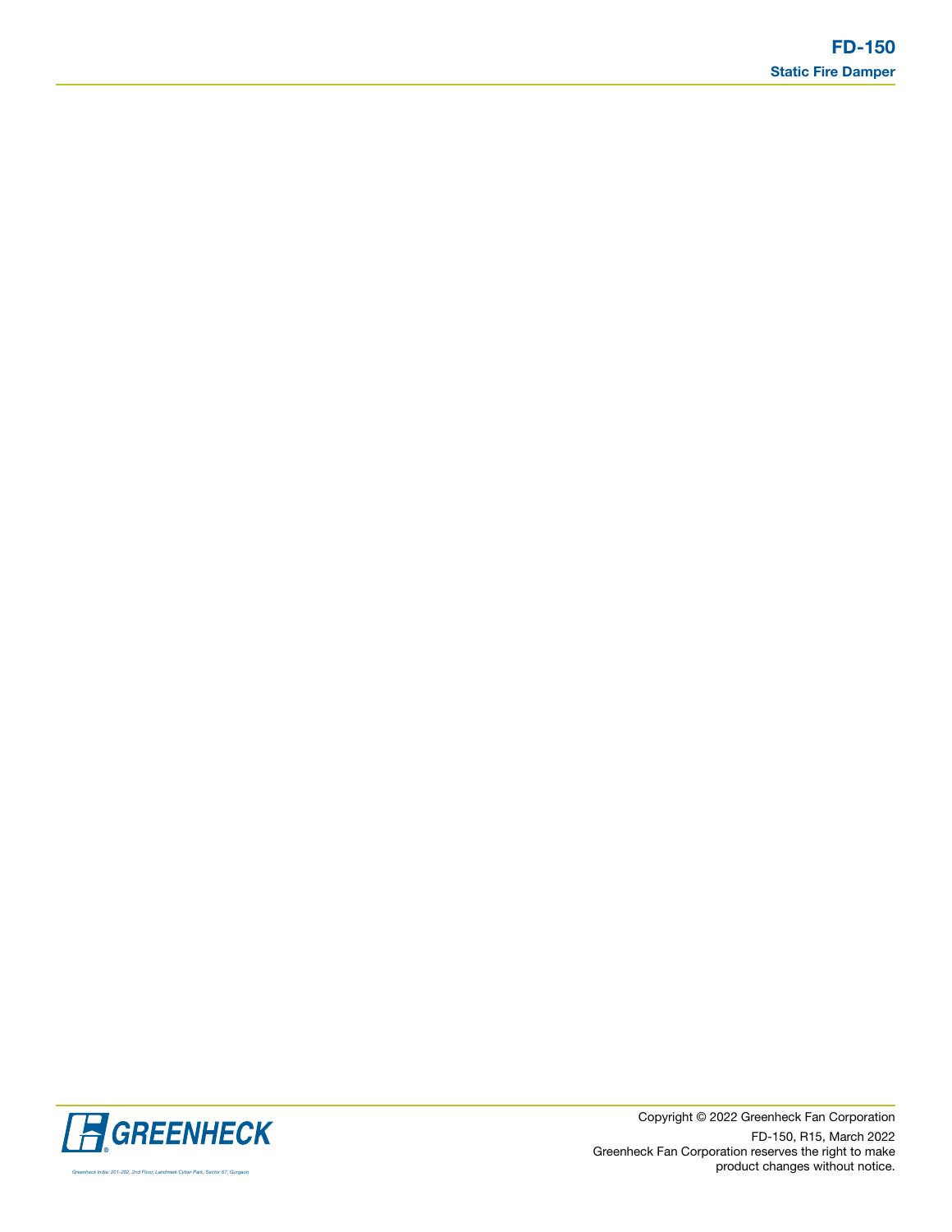Greenheck India: 201-202, 2nd Floor, Landmark Cyber Park, Sector 67, Gurgaon

Copyright © 2022 Greenheck Fan Corporation

FD-150, R15, March 2022
Greenheck Fan Corporation reserves the right to make product changes without notice.